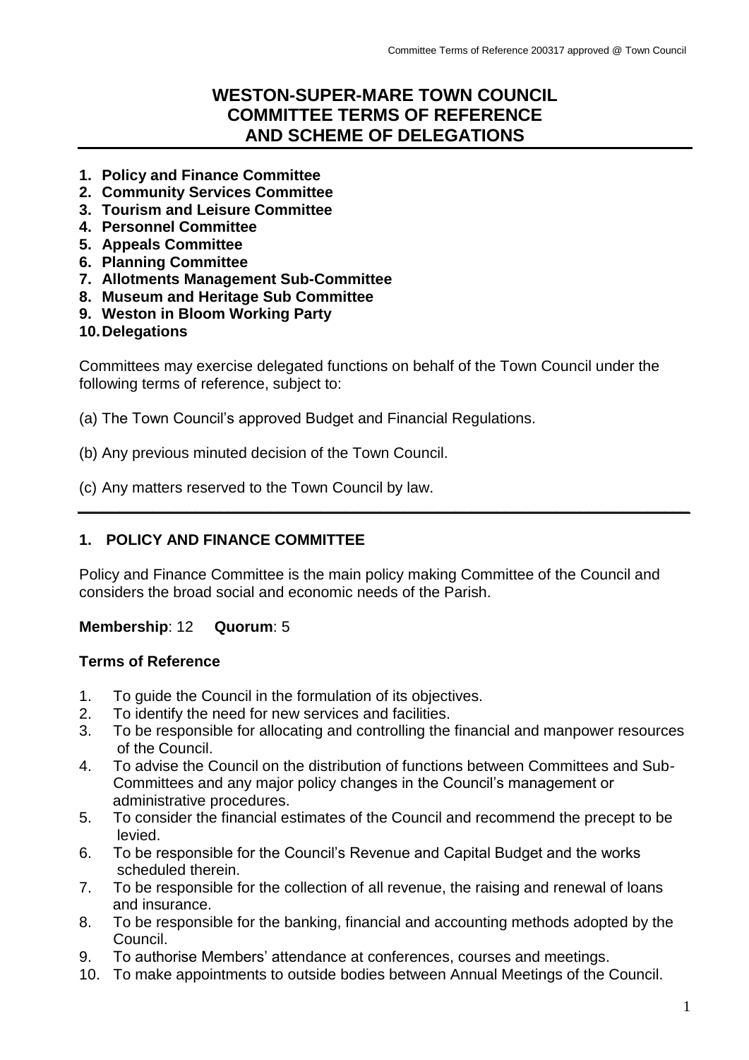# WESTON-SUPER-MARE TOWN COUNCIL
# COMMITTEE TERMS OF REFERENCE
# AND SCHEME OF DELEGATIONS

1. **Policy and Finance Committee**
2. **Community Services Committee**
3. **Tourism and Leisure Committee**
4. **Personnel Committee**
5. **Appeals Committee**
6. **Planning Committee**
7. **Allotments Management Sub-Committee**
8. **Museum and Heritage Sub Committee**
9. **Weston in Bloom Working Party**
10. **Delegations**

Committees may exercise delegated functions on behalf of the Town Council under the following terms of reference, subject to:

(a) The Town Council's approved Budget and Financial Regulations.

(b) Any previous minuted decision of the Town Council.

(c) Any matters reserved to the Town Council by law.

---

## 1. POLICY AND FINANCE COMMITTEE

Policy and Finance Committee is the main policy making Committee of the Council and considers the broad social and economic needs of the Parish.

**Membership**: 12 **Quorum**: 5

### Terms of Reference

1. To guide the Council in the formulation of its objectives.
2. To identify the need for new services and facilities.
3. To be responsible for allocating and controlling the financial and manpower resources of the Council.
4. To advise the Council on the distribution of functions between Committees and Sub-Committees and any major policy changes in the Council's management or administrative procedures.
5. To consider the financial estimates of the Council and recommend the precept to be levied.
6. To be responsible for the Council's Revenue and Capital Budget and the works scheduled therein.
7. To be responsible for the collection of all revenue, the raising and renewal of loans and insurance.
8. To be responsible for the banking, financial and accounting methods adopted by the Council.
9. To authorise Members' attendance at conferences, courses and meetings.
10. To make appointments to outside bodies between Annual Meetings of the Council.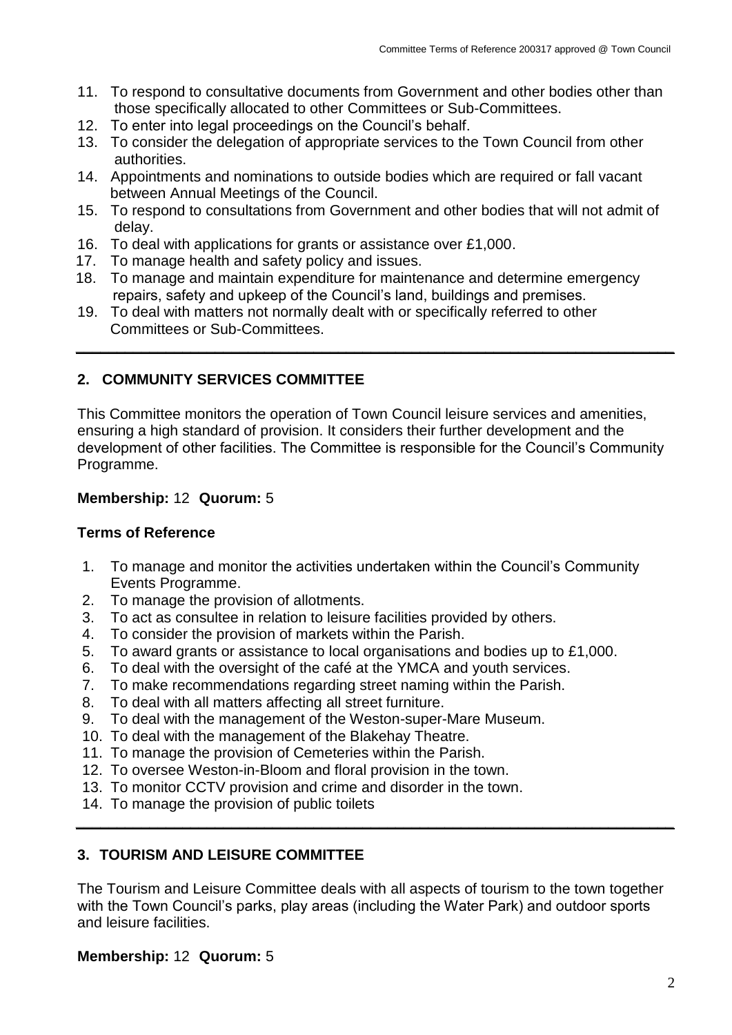11. To respond to consultative documents from Government and other bodies other than those specifically allocated to other Committees or Sub-Committees.
12. To enter into legal proceedings on the Council's behalf.
13. To consider the delegation of appropriate services to the Town Council from other authorities.
14. Appointments and nominations to outside bodies which are required or fall vacant between Annual Meetings of the Council.
15. To respond to consultations from Government and other bodies that will not admit of delay.
16. To deal with applications for grants or assistance over £1,000.
17. To manage health and safety policy and issues.
18. To manage and maintain expenditure for maintenance and determine emergency repairs, safety and upkeep of the Council's land, buildings and premises.
19. To deal with matters not normally dealt with or specifically referred to other Committees or Sub-Committees.

---

## 2. COMMUNITY SERVICES COMMITTEE

This Committee monitors the operation of Town Council leisure services and amenities, ensuring a high standard of provision. It considers their further development and the development of other facilities. The Committee is responsible for the Council's Community Programme.

**Membership:** 12 **Quorum:** 5

### Terms of Reference

1. To manage and monitor the activities undertaken within the Council's Community Events Programme.
2. To manage the provision of allotments.
3. To act as consultee in relation to leisure facilities provided by others.
4. To consider the provision of markets within the Parish.
5. To award grants or assistance to local organisations and bodies up to £1,000.
6. To deal with the oversight of the café at the YMCA and youth services.
7. To make recommendations regarding street naming within the Parish.
8. To deal with all matters affecting all street furniture.
9. To deal with the management of the Weston-super-Mare Museum.
10. To deal with the management of the Blakehay Theatre.
11. To manage the provision of Cemeteries within the Parish.
12. To oversee Weston-in-Bloom and floral provision in the town.
13. To monitor CCTV provision and crime and disorder in the town.
14. To manage the provision of public toilets

---

## 3. TOURISM AND LEISURE COMMITTEE

The Tourism and Leisure Committee deals with all aspects of tourism to the town together with the Town Council's parks, play areas (including the Water Park) and outdoor sports and leisure facilities.

**Membership:** 12 **Quorum:** 5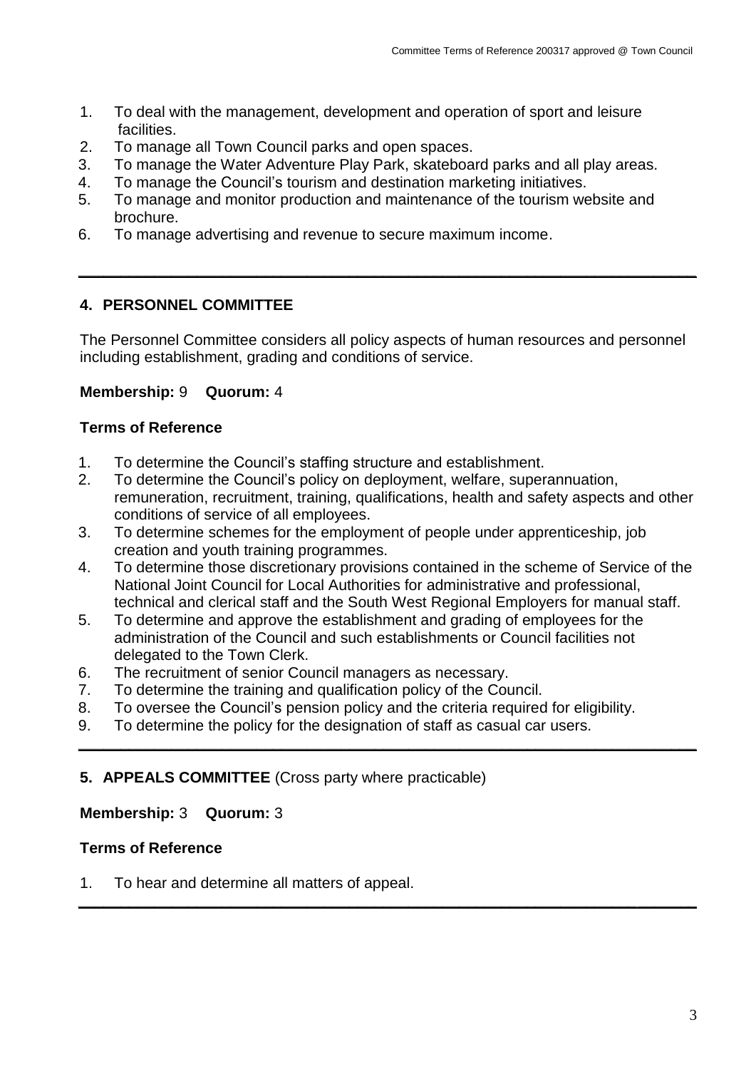1. To deal with the management, development and operation of sport and leisure facilities.
2. To manage all Town Council parks and open spaces.
3. To manage the Water Adventure Play Park, skateboard parks and all play areas.
4. To manage the Council's tourism and destination marketing initiatives.
5. To manage and monitor production and maintenance of the tourism website and brochure.
6. To manage advertising and revenue to secure maximum income.

---

## 4. PERSONNEL COMMITTEE

The Personnel Committee considers all policy aspects of human resources and personnel including establishment, grading and conditions of service.

**Membership:** 9 **Quorum:** 4

### Terms of Reference

1. To determine the Council's staffing structure and establishment.
2. To determine the Council's policy on deployment, welfare, superannuation, remuneration, recruitment, training, qualifications, health and safety aspects and other conditions of service of all employees.
3. To determine schemes for the employment of people under apprenticeship, job creation and youth training programmes.
4. To determine those discretionary provisions contained in the scheme of Service of the National Joint Council for Local Authorities for administrative and professional, technical and clerical staff and the South West Regional Employers for manual staff.
5. To determine and approve the establishment and grading of employees for the administration of the Council and such establishments or Council facilities not delegated to the Town Clerk.
6. The recruitment of senior Council managers as necessary.
7. To determine the training and qualification policy of the Council.
8. To oversee the Council's pension policy and the criteria required for eligibility.
9. To determine the policy for the designation of staff as casual car users.

---

## 5. APPEALS COMMITTEE (Cross party where practicable)

**Membership:** 3 **Quorum:** 3

### Terms of Reference

1. To hear and determine all matters of appeal.

---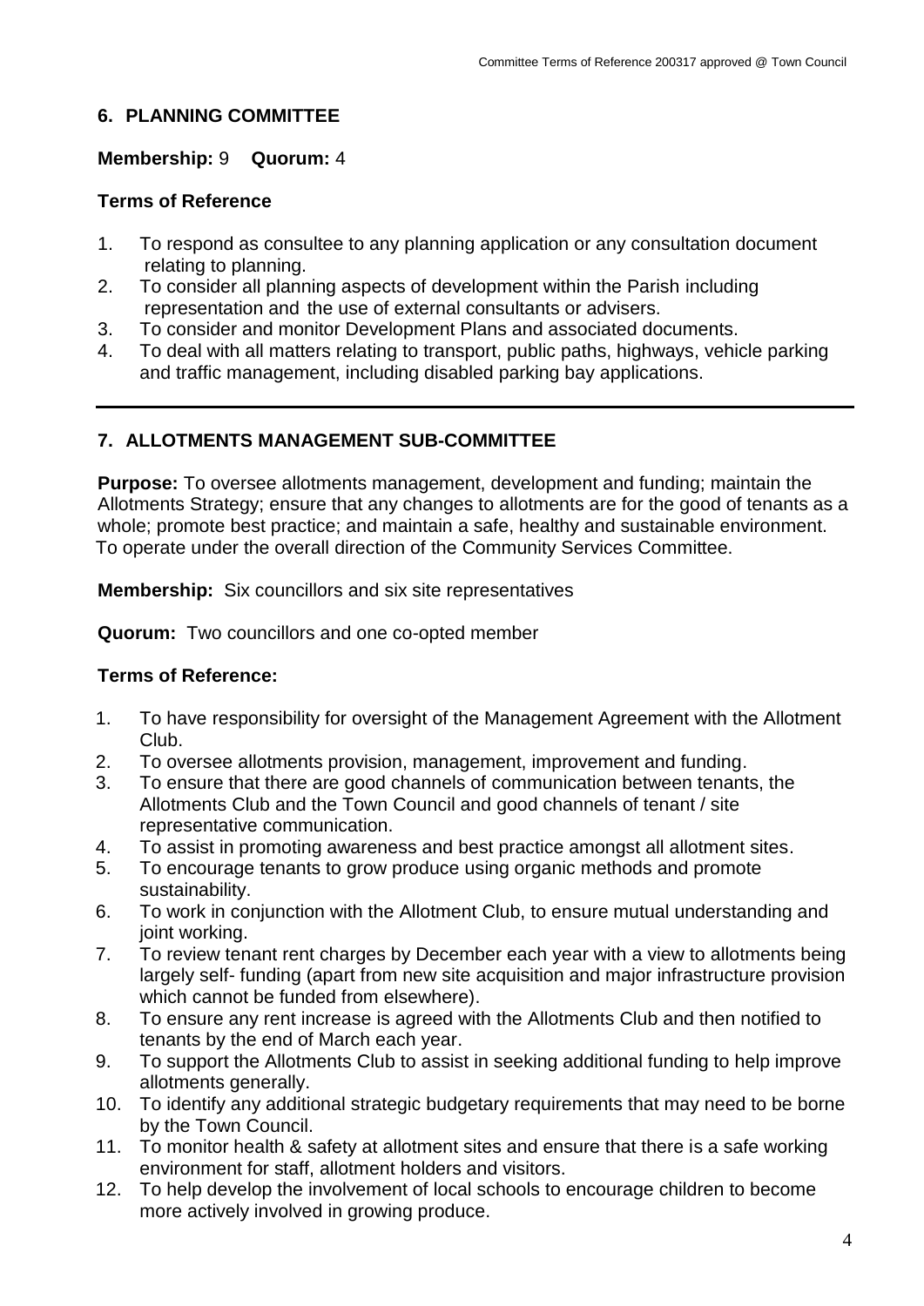## 6. PLANNING COMMITTEE

**Membership:** 9 **Quorum:** 4

### Terms of Reference

1. To respond as consultee to any planning application or any consultation document relating to planning.
2. To consider all planning aspects of development within the Parish including representation and the use of external consultants or advisers.
3. To consider and monitor Development Plans and associated documents.
4. To deal with all matters relating to transport, public paths, highways, vehicle parking and traffic management, including disabled parking bay applications.

---

## 7. ALLOTMENTS MANAGEMENT SUB-COMMITTEE

**Purpose:** To oversee allotments management, development and funding; maintain the Allotments Strategy; ensure that any changes to allotments are for the good of tenants as a whole; promote best practice; and maintain a safe, healthy and sustainable environment. To operate under the overall direction of the Community Services Committee.

**Membership:** Six councillors and six site representatives

**Quorum:** Two councillors and one co-opted member

### Terms of Reference:

1. To have responsibility for oversight of the Management Agreement with the Allotment Club.
2. To oversee allotments provision, management, improvement and funding.
3. To ensure that there are good channels of communication between tenants, the Allotments Club and the Town Council and good channels of tenant / site representative communication.
4. To assist in promoting awareness and best practice amongst all allotment sites.
5. To encourage tenants to grow produce using organic methods and promote sustainability.
6. To work in conjunction with the Allotment Club, to ensure mutual understanding and joint working.
7. To review tenant rent charges by December each year with a view to allotments being largely self- funding (apart from new site acquisition and major infrastructure provision which cannot be funded from elsewhere).
8. To ensure any rent increase is agreed with the Allotments Club and then notified to tenants by the end of March each year.
9. To support the Allotments Club to assist in seeking additional funding to help improve allotments generally.
10. To identify any additional strategic budgetary requirements that may need to be borne by the Town Council.
11. To monitor health & safety at allotment sites and ensure that there is a safe working environment for staff, allotment holders and visitors.
12. To help develop the involvement of local schools to encourage children to become more actively involved in growing produce.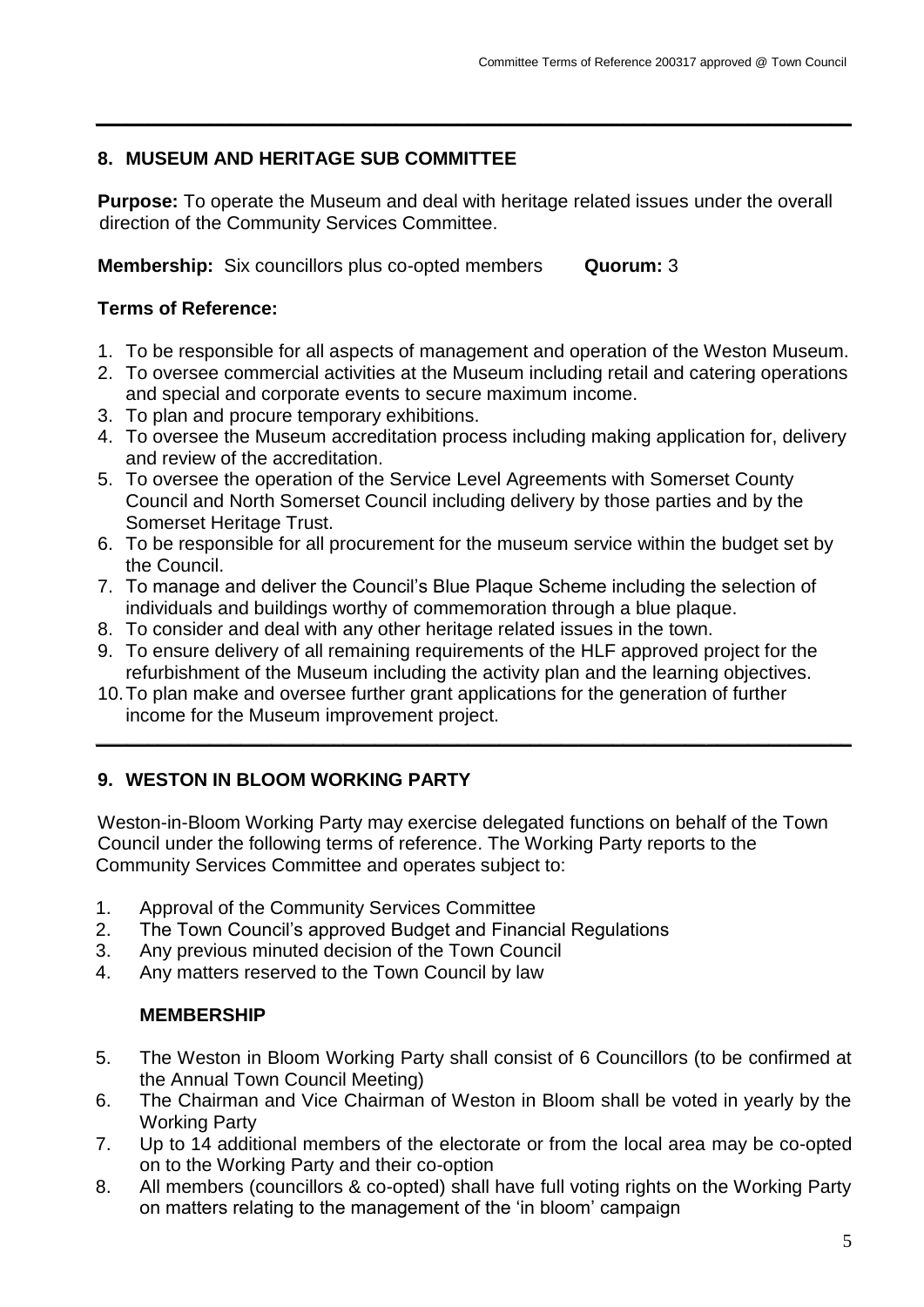## 8. MUSEUM AND HERITAGE SUB COMMITTEE

**Purpose:** To operate the Museum and deal with heritage related issues under the overall direction of the Community Services Committee.

**Membership:** Six councillors plus co-opted members **Quorum:** 3

### Terms of Reference:

1. To be responsible for all aspects of management and operation of the Weston Museum.
2. To oversee commercial activities at the Museum including retail and catering operations and special and corporate events to secure maximum income.
3. To plan and procure temporary exhibitions.
4. To oversee the Museum accreditation process including making application for, delivery and review of the accreditation.
5. To oversee the operation of the Service Level Agreements with Somerset County Council and North Somerset Council including delivery by those parties and by the Somerset Heritage Trust.
6. To be responsible for all procurement for the museum service within the budget set by the Council.
7. To manage and deliver the Council's Blue Plaque Scheme including the selection of individuals and buildings worthy of commemoration through a blue plaque.
8. To consider and deal with any other heritage related issues in the town.
9. To ensure delivery of all remaining requirements of the HLF approved project for the refurbishment of the Museum including the activity plan and the learning objectives.
10. To plan make and oversee further grant applications for the generation of further income for the Museum improvement project.

---

## 9. WESTON IN BLOOM WORKING PARTY

Weston-in-Bloom Working Party may exercise delegated functions on behalf of the Town Council under the following terms of reference. The Working Party reports to the Community Services Committee and operates subject to:

1. Approval of the Community Services Committee
2. The Town Council's approved Budget and Financial Regulations
3. Any previous minuted decision of the Town Council
4. Any matters reserved to the Town Council by law

### MEMBERSHIP

5. The Weston in Bloom Working Party shall consist of 6 Councillors (to be confirmed at the Annual Town Council Meeting)
6. The Chairman and Vice Chairman of Weston in Bloom shall be voted in yearly by the Working Party
7. Up to 14 additional members of the electorate or from the local area may be co-opted on to the Working Party and their co-option
8. All members (councillors & co-opted) shall have full voting rights on the Working Party on matters relating to the management of the 'in bloom' campaign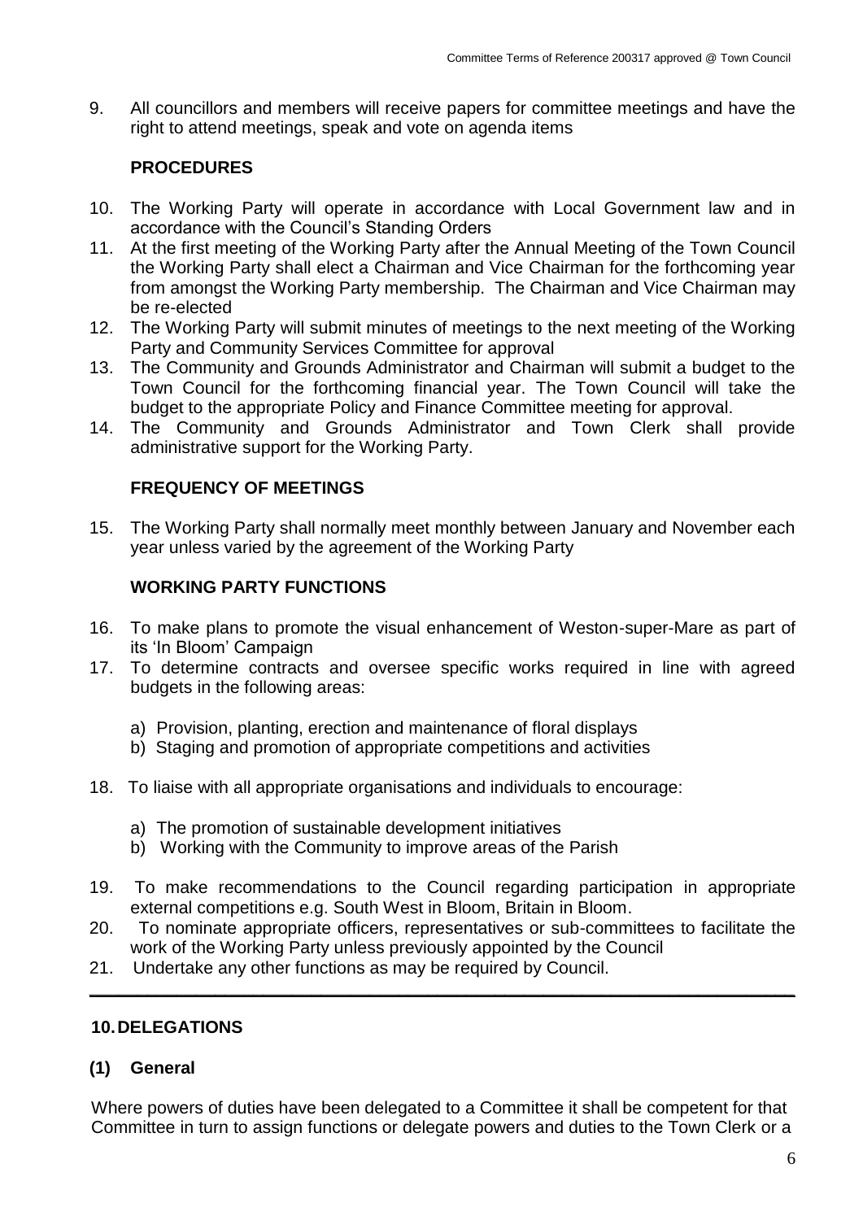9. All councillors and members will receive papers for committee meetings and have the right to attend meetings, speak and vote on agenda items

**PROCEDURES**

10. The Working Party will operate in accordance with Local Government law and in accordance with the Council's Standing Orders
11. At the first meeting of the Working Party after the Annual Meeting of the Town Council the Working Party shall elect a Chairman and Vice Chairman for the forthcoming year from amongst the Working Party membership. The Chairman and Vice Chairman may be re-elected
12. The Working Party will submit minutes of meetings to the next meeting of the Working Party and Community Services Committee for approval
13. The Community and Grounds Administrator and Chairman will submit a budget to the Town Council for the forthcoming financial year. The Town Council will take the budget to the appropriate Policy and Finance Committee meeting for approval.
14. The Community and Grounds Administrator and Town Clerk shall provide administrative support for the Working Party.

**FREQUENCY OF MEETINGS**

15. The Working Party shall normally meet monthly between January and November each year unless varied by the agreement of the Working Party

**WORKING PARTY FUNCTIONS**

16. To make plans to promote the visual enhancement of Weston-super-Mare as part of its 'In Bloom' Campaign
17. To determine contracts and oversee specific works required in line with agreed budgets in the following areas:
    a) Provision, planting, erection and maintenance of floral displays
    b) Staging and promotion of appropriate competitions and activities
18. To liaise with all appropriate organisations and individuals to encourage:
    a) The promotion of sustainable development initiatives
    b) Working with the Community to improve areas of the Parish
19. To make recommendations to the Council regarding participation in appropriate external competitions e.g. South West in Bloom, Britain in Bloom.
20. To nominate appropriate officers, representatives or sub-committees to facilitate the work of the Working Party unless previously appointed by the Council
21. Undertake any other functions as may be required by Council.

---

## 10. DELEGATIONS

### (1) General

Where powers of duties have been delegated to a Committee it shall be competent for that Committee in turn to assign functions or delegate powers and duties to the Town Clerk or a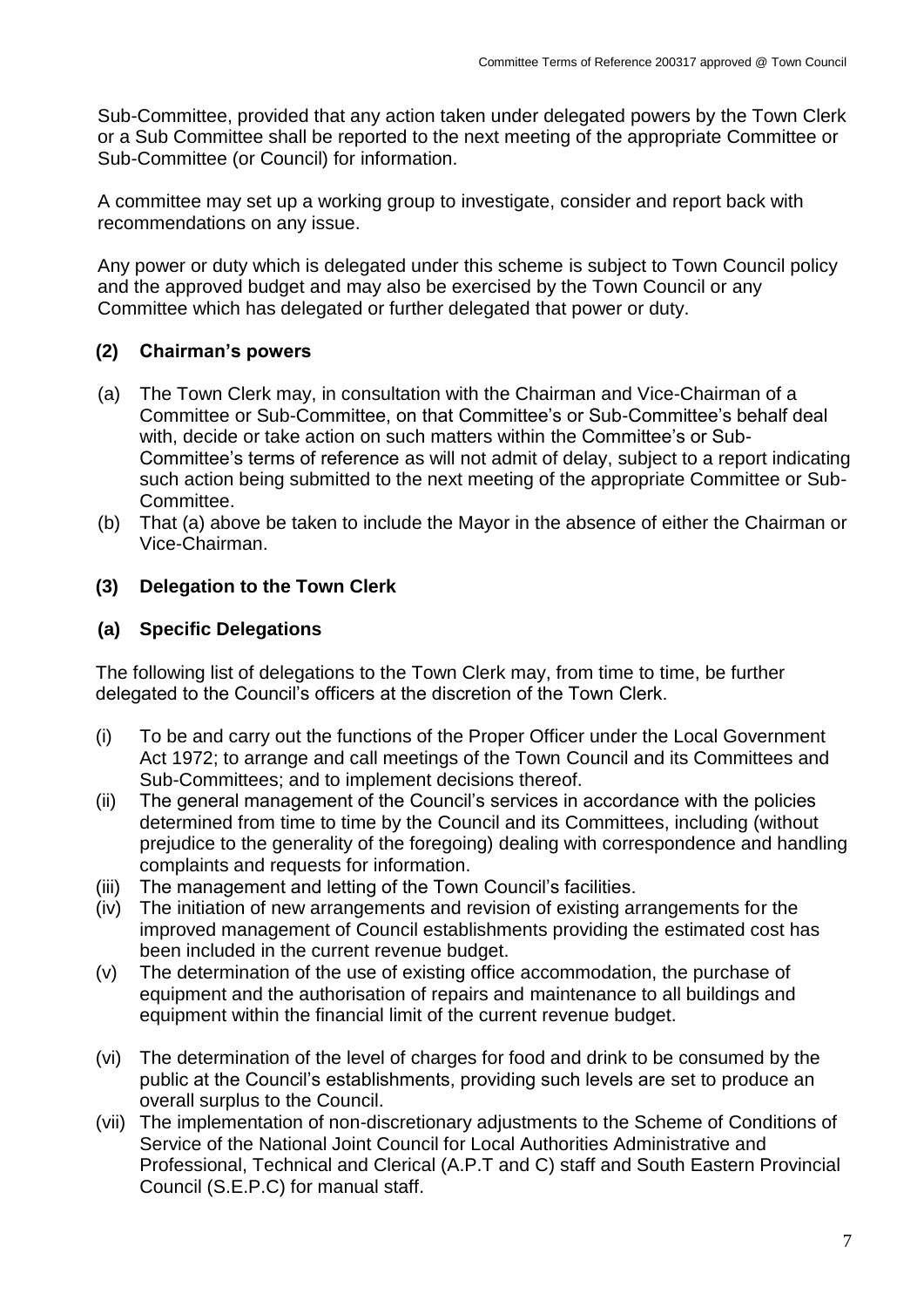Sub-Committee, provided that any action taken under delegated powers by the Town Clerk or a Sub Committee shall be reported to the next meeting of the appropriate Committee or Sub-Committee (or Council) for information.

A committee may set up a working group to investigate, consider and report back with recommendations on any issue.

Any power or duty which is delegated under this scheme is subject to Town Council policy and the approved budget and may also be exercised by the Town Council or any Committee which has delegated or further delegated that power or duty.

### (2) Chairman's powers

(a) The Town Clerk may, in consultation with the Chairman and Vice-Chairman of a Committee or Sub-Committee, on that Committee's or Sub-Committee's behalf deal with, decide or take action on such matters within the Committee's or Sub-Committee's terms of reference as will not admit of delay, subject to a report indicating such action being submitted to the next meeting of the appropriate Committee or Sub-Committee.

(b) That (a) above be taken to include the Mayor in the absence of either the Chairman or Vice-Chairman.

### (3) Delegation to the Town Clerk

#### (a) Specific Delegations

The following list of delegations to the Town Clerk may, from time to time, be further delegated to the Council's officers at the discretion of the Town Clerk.

(i) To be and carry out the functions of the Proper Officer under the Local Government Act 1972; to arrange and call meetings of the Town Council and its Committees and Sub-Committees; and to implement decisions thereof.

(ii) The general management of the Council's services in accordance with the policies determined from time to time by the Council and its Committees, including (without prejudice to the generality of the foregoing) dealing with correspondence and handling complaints and requests for information.

(iii) The management and letting of the Town Council's facilities.

(iv) The initiation of new arrangements and revision of existing arrangements for the improved management of Council establishments providing the estimated cost has been included in the current revenue budget.

(v) The determination of the use of existing office accommodation, the purchase of equipment and the authorisation of repairs and maintenance to all buildings and equipment within the financial limit of the current revenue budget.

(vi) The determination of the level of charges for food and drink to be consumed by the public at the Council's establishments, providing such levels are set to produce an overall surplus to the Council.

(vii) The implementation of non-discretionary adjustments to the Scheme of Conditions of Service of the National Joint Council for Local Authorities Administrative and Professional, Technical and Clerical (A.P.T and C) staff and South Eastern Provincial Council (S.E.P.C) for manual staff.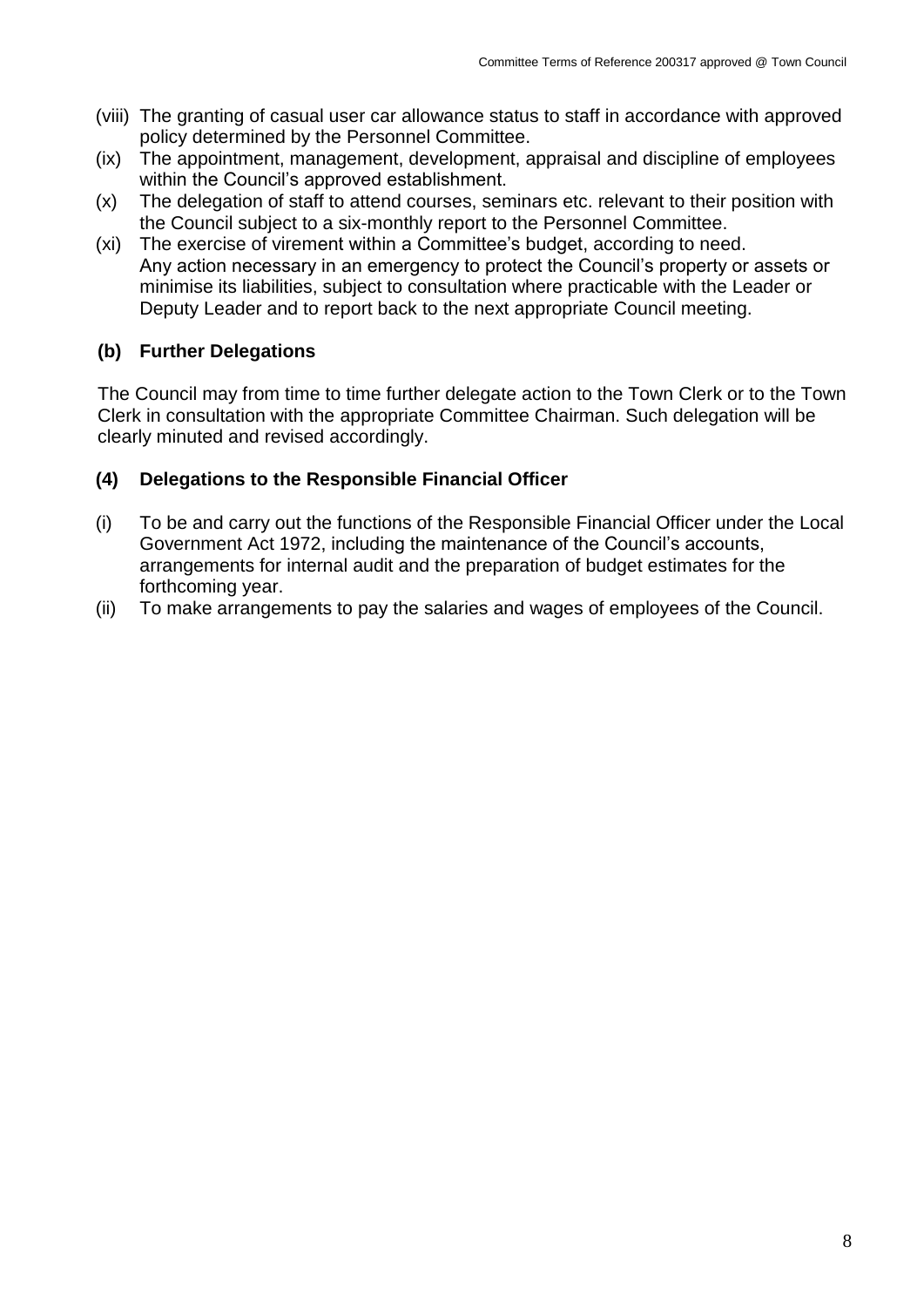(viii) The granting of casual user car allowance status to staff in accordance with approved policy determined by the Personnel Committee.

(ix) The appointment, management, development, appraisal and discipline of employees within the Council's approved establishment.

(x) The delegation of staff to attend courses, seminars etc. relevant to their position with the Council subject to a six-monthly report to the Personnel Committee.

(xi) The exercise of virement within a Committee's budget, according to need. Any action necessary in an emergency to protect the Council's property or assets or minimise its liabilities, subject to consultation where practicable with the Leader or Deputy Leader and to report back to the next appropriate Council meeting.

### (b) Further Delegations

The Council may from time to time further delegate action to the Town Clerk or to the Town Clerk in consultation with the appropriate Committee Chairman. Such delegation will be clearly minuted and revised accordingly.

### (4) Delegations to the Responsible Financial Officer

(i) To be and carry out the functions of the Responsible Financial Officer under the Local Government Act 1972, including the maintenance of the Council's accounts, arrangements for internal audit and the preparation of budget estimates for the forthcoming year.

(ii) To make arrangements to pay the salaries and wages of employees of the Council.